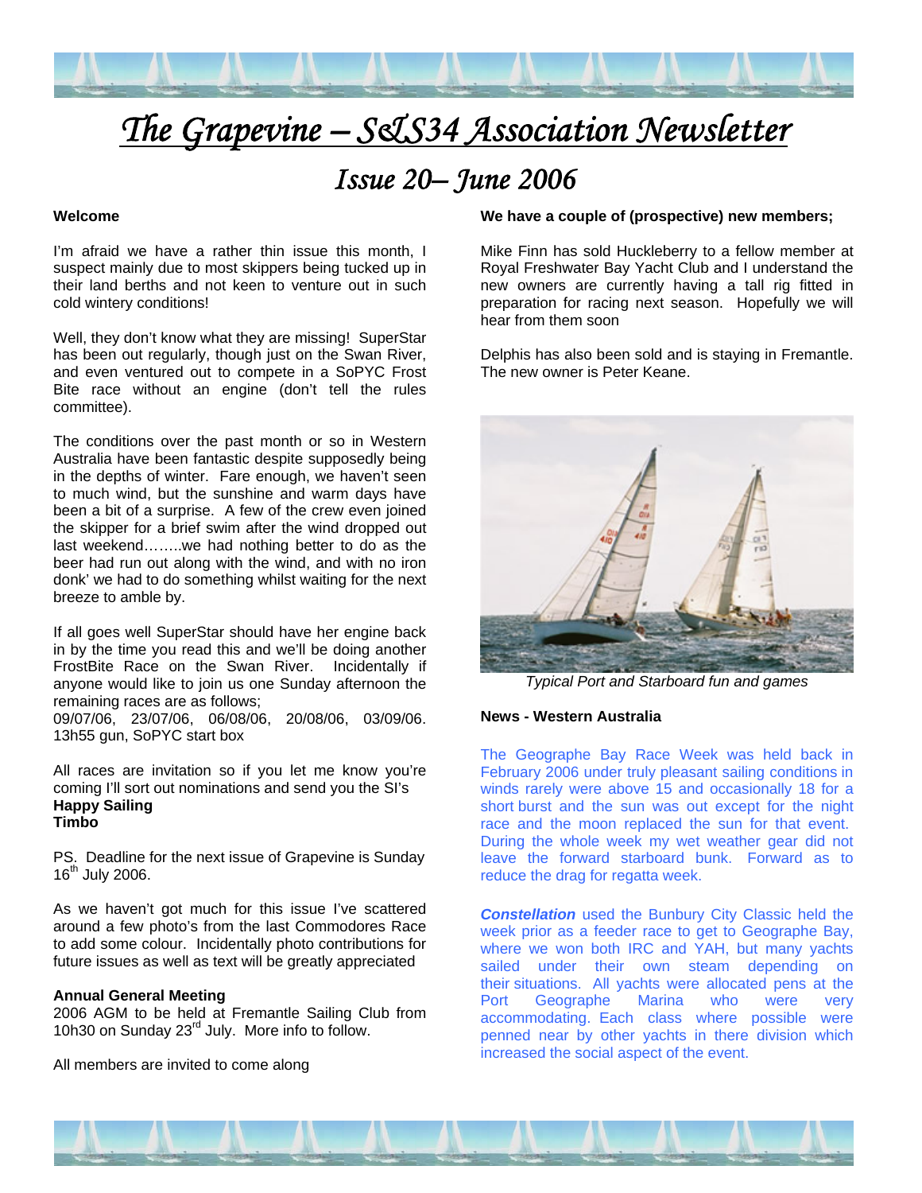# The Grapevine – S&S34 Association Newsletter

## Issue 20– June 2006

**Welcome**

I'm afraid we have a rather thin issue this month, I suspect mainly due to most skippers being tucked up in their land berths and not keen to venture out in such cold wintery conditions!

Well, they don't know what they are missing! SuperStar has been out regularly, though just on the Swan River, and even ventured out to compete in a SoPYC Frost Bite race without an engine (don't tell the rules committee).

The conditions over the past month or so in Western Australia have been fantastic despite supposedly being in the depths of winter. Fare enough, we haven't seen to much wind, but the sunshine and warm days have been a bit of a surprise. A few of the crew even joined the skipper for a brief swim after the wind dropped out last weekend……..we had nothing better to do as the beer had run out along with the wind, and with no iron donk' we had to do something whilst waiting for the next breeze to amble by.

If all goes well SuperStar should have her engine back in by the time you read this and we'll be doing another FrostBite Race on the Swan River. Incidentally if anyone would like to join us one Sunday afternoon the remaining races are as follows;
09/07/06, 23/07/06, 06/08/06, 20/08/06, 03/09/06. 13h55 gun, SoPYC start box

All races are invitation so if you let me know you're coming I'll sort out nominations and send you the SI's
**Happy Sailing**
**Timbo**

PS. Deadline for the next issue of Grapevine is Sunday 16th July 2006.

As we haven't got much for this issue I've scattered around a few photo's from the last Commodores Race to add some colour. Incidentally photo contributions for future issues as well as text will be greatly appreciated

**Annual General Meeting**
2006 AGM to be held at Fremantle Sailing Club from 10h30 on Sunday 23rd July. More info to follow.

All members are invited to come along

**We have a couple of (prospective) new members;**

Mike Finn has sold Huckleberry to a fellow member at Royal Freshwater Bay Yacht Club and I understand the new owners are currently having a tall rig fitted in preparation for racing next season. Hopefully we will hear from them soon

Delphis has also been sold and is staying in Fremantle. The new owner is Peter Keane.

*Typical Port and Starboard fun and games*

**News - Western Australia**

The Geographe Bay Race Week was held back in February 2006 under truly pleasant sailing conditions in winds rarely were above 15 and occasionally 18 for a short burst and the sun was out except for the night race and the moon replaced the sun for that event. During the whole week my wet weather gear did not leave the forward starboard bunk. Forward as to reduce the drag for regatta week.

***Constellation*** used the Bunbury City Classic held the week prior as a feeder race to get to Geographe Bay, where we won both IRC and YAH, but many yachts sailed under their own steam depending on their situations. All yachts were allocated pens at the Port Geographe Marina who were very accommodating. Each class where possible were penned near by other yachts in there division which increased the social aspect of the event.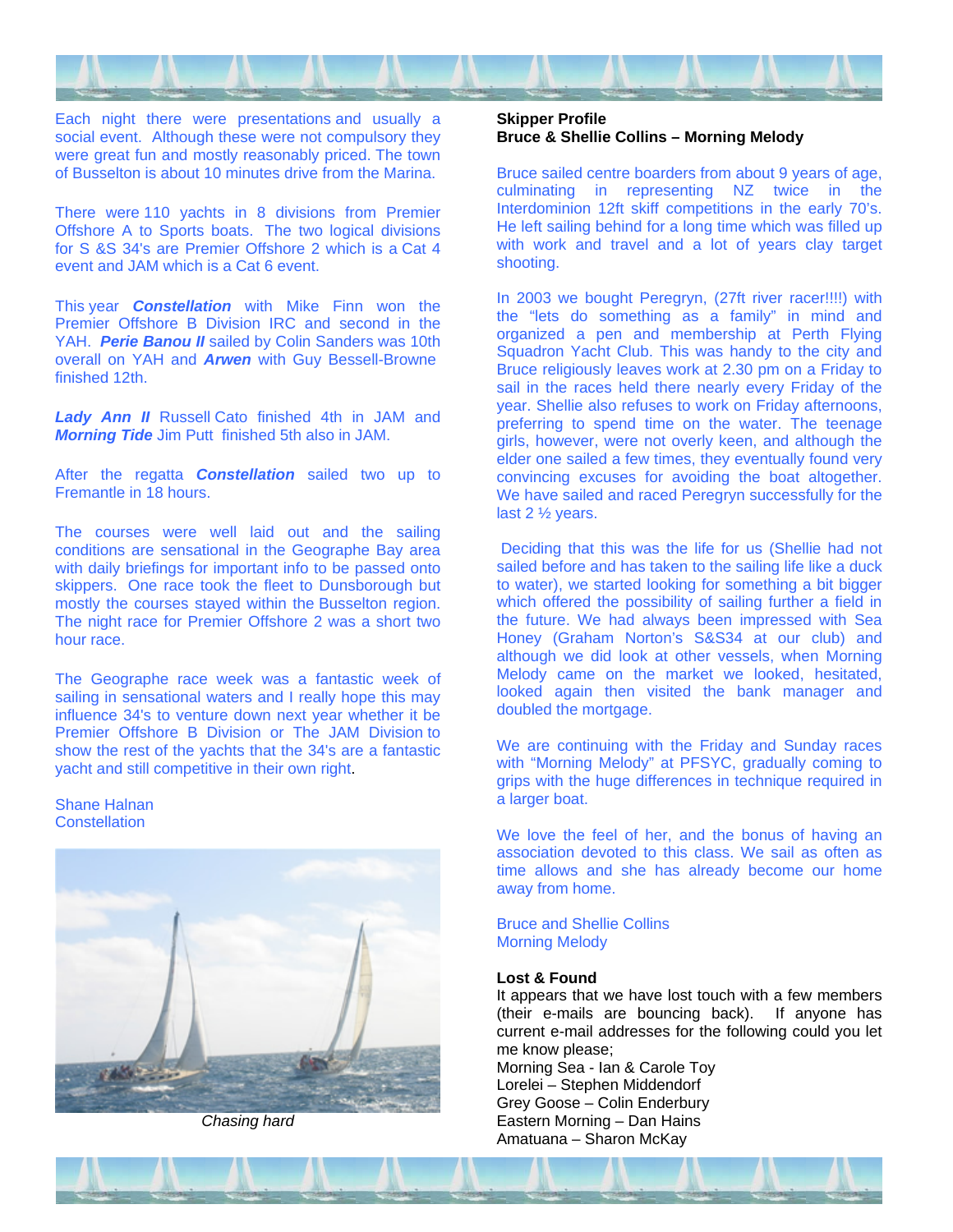Each night there were presentations and usually a social event. Although these were not compulsory they were great fun and mostly reasonably priced. The town of Busselton is about 10 minutes drive from the Marina.

There were 110 yachts in 8 divisions from Premier Offshore A to Sports boats. The two logical divisions for S &S 34's are Premier Offshore 2 which is a Cat 4 event and JAM which is a Cat 6 event.

This year ***Constellation*** with Mike Finn won the Premier Offshore B Division IRC and second in the YAH. ***Perie Banou II*** sailed by Colin Sanders was 10th overall on YAH and ***Arwen*** with Guy Bessell-Browne finished 12th.

***Lady Ann II*** Russell Cato finished 4th in JAM and ***Morning Tide*** Jim Putt finished 5th also in JAM.

After the regatta ***Constellation*** sailed two up to Fremantle in 18 hours.

The courses were well laid out and the sailing conditions are sensational in the Geographe Bay area with daily briefings for important info to be passed onto skippers. One race took the fleet to Dunsborough but mostly the courses stayed within the Busselton region. The night race for Premier Offshore 2 was a short two hour race.

The Geographe race week was a fantastic week of sailing in sensational waters and I really hope this may influence 34's to venture down next year whether it be Premier Offshore B Division or The JAM Division to show the rest of the yachts that the 34's are a fantastic yacht and still competitive in their own right.

Shane Halnan
Constellation

*Chasing hard*

**Skipper Profile**
**Bruce & Shellie Collins – Morning Melody**

Bruce sailed centre boarders from about 9 years of age, culminating in representing NZ twice in the Interdominion 12ft skiff competitions in the early 70's. He left sailing behind for a long time which was filled up with work and travel and a lot of years clay target shooting.

In 2003 we bought Peregryn, (27ft river racer!!!!) with the "lets do something as a family" in mind and organized a pen and membership at Perth Flying Squadron Yacht Club. This was handy to the city and Bruce religiously leaves work at 2.30 pm on a Friday to sail in the races held there nearly every Friday of the year. Shellie also refuses to work on Friday afternoons, preferring to spend time on the water. The teenage girls, however, were not overly keen, and although the elder one sailed a few times, they eventually found very convincing excuses for avoiding the boat altogether. We have sailed and raced Peregryn successfully for the last 2 ½ years.

Deciding that this was the life for us (Shellie had not sailed before and has taken to the sailing life like a duck to water), we started looking for something a bit bigger which offered the possibility of sailing further a field in the future. We had always been impressed with Sea Honey (Graham Norton's S&S34 at our club) and although we did look at other vessels, when Morning Melody came on the market we looked, hesitated, looked again then visited the bank manager and doubled the mortgage.

We are continuing with the Friday and Sunday races with "Morning Melody" at PFSYC, gradually coming to grips with the huge differences in technique required in a larger boat.

We love the feel of her, and the bonus of having an association devoted to this class. We sail as often as time allows and she has already become our home away from home.

Bruce and Shellie Collins
Morning Melody

**Lost & Found**
It appears that we have lost touch with a few members (their e-mails are bouncing back). If anyone has current e-mail addresses for the following could you let me know please;
Morning Sea - Ian & Carole Toy
Lorelei – Stephen Middendorf
Grey Goose – Colin Enderbury
Eastern Morning – Dan Hains
Amatuana – Sharon McKay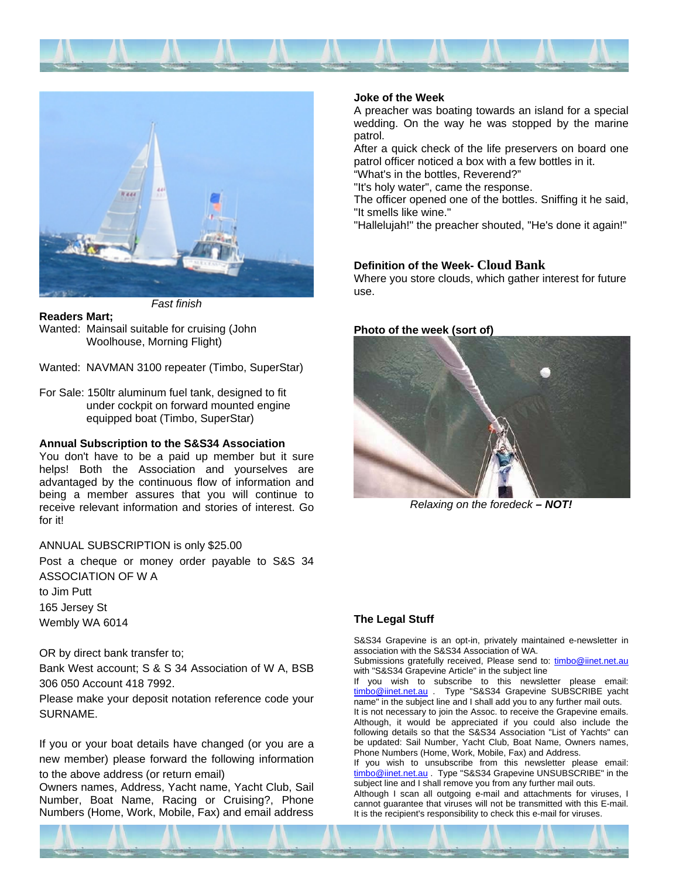*Fast finish*

**Readers Mart;**

Wanted: Mainsail suitable for cruising (John Woolhouse, Morning Flight)

Wanted: NAVMAN 3100 repeater (Timbo, SuperStar)

For Sale: 150ltr aluminum fuel tank, designed to fit under cockpit on forward mounted engine equipped boat (Timbo, SuperStar)

**Annual Subscription to the S&S34 Association**

You don't have to be a paid up member but it sure helps! Both the Association and yourselves are advantaged by the continuous flow of information and being a member assures that you will continue to receive relevant information and stories of interest. Go for it!

ANNUAL SUBSCRIPTION is only $25.00

Post a cheque or money order payable to S&S 34 ASSOCIATION OF W A

to Jim Putt

165 Jersey St

Wembly WA 6014

OR by direct bank transfer to;

Bank West account; S & S 34 Association of W A, BSB 306 050 Account 418 7992.

Please make your deposit notation reference code your SURNAME.

If you or your boat details have changed (or you are a new member) please forward the following information to the above address (or return email)

Owners names, Address, Yacht name, Yacht Club, Sail Number, Boat Name, Racing or Cruising?, Phone Numbers (Home, Work, Mobile, Fax) and email address

**Joke of the Week**

A preacher was boating towards an island for a special wedding. On the way he was stopped by the marine patrol.

After a quick check of the life preservers on board one patrol officer noticed a box with a few bottles in it.

"What's in the bottles, Reverend?"

"It's holy water", came the response.

The officer opened one of the bottles. Sniffing it he said, "It smells like wine."

"Hallelujah!" the preacher shouted, "He's done it again!"

**Definition of the Week- Cloud Bank**

Where you store clouds, which gather interest for future use.

**Photo of the week (sort of)**

*Relaxing on the foredeck **– NOT!***

**The Legal Stuff**

S&S34 Grapevine is an opt-in, privately maintained e-newsletter in association with the S&S34 Association of WA.

Submissions gratefully received, Please send to: timbo@iinet.net.au with "S&S34 Grapevine Article" in the subject line

If you wish to subscribe to this newsletter please email: timbo@iinet.net.au . Type "S&S34 Grapevine SUBSCRIBE yacht name" in the subject line and I shall add you to any further mail outs.

It is not necessary to join the Assoc. to receive the Grapevine emails. Although, it would be appreciated if you could also include the following details so that the S&S34 Association "List of Yachts" can be updated: Sail Number, Yacht Club, Boat Name, Owners names, Phone Numbers (Home, Work, Mobile, Fax) and Address.

If you wish to unsubscribe from this newsletter please email: timbo@iinet.net.au . Type "S&S34 Grapevine UNSUBSCRIBE" in the subject line and I shall remove you from any further mail outs.

Although I scan all outgoing e-mail and attachments for viruses, I cannot guarantee that viruses will not be transmitted with this E-mail. It is the recipient's responsibility to check this e-mail for viruses.